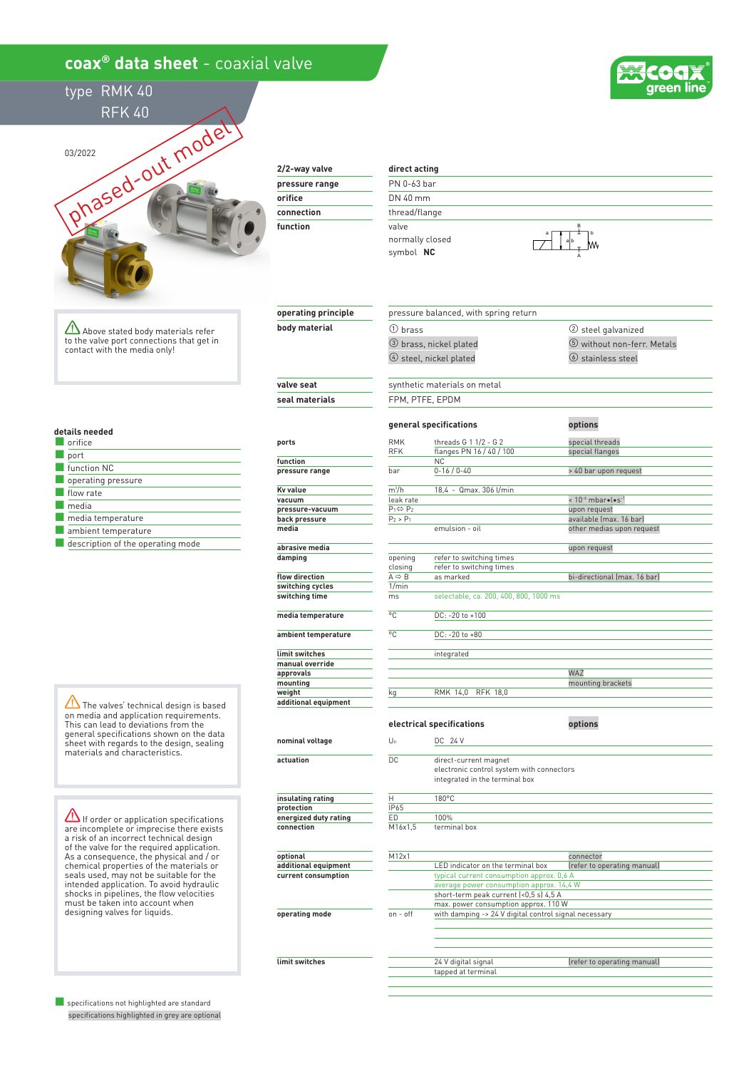# coax® data sheet - coaxial valve

## type RMK 40
## RFK 40

03/2022

phased-out model

⚠ Above stated body materials refer to the valve port connections that get in contact with the media only!

| | |
|---|---|
| **2/2-way valve** | **direct acting** |
| **pressure range** | PN 0-63 bar |
| **orifice** | DN 40 mm |
| **connection** | thread/flange |
| **function** | valve<br>normally closed<br>symbol **NC** |

| | | |
|---|---|---|
| **operating principle** | pressure balanced, with spring return | |
| **body material** | ① brass | ② steel galvanized |
| | ③ brass, nickel plated | ⑤ without non-ferr. Metals |
| | ④ steel, nickel plated | ⑥ stainless steel |
| **valve seat** | synthetic materials on metal | |
| **seal materials** | FPM, PTFE, EPDM | |

**details needed**

- orifice
- port
- function NC
- operating pressure
- flow rate
- media
- media temperature
- ambient temperature
- description of the operating mode

| | | **general specifications** | **options** |
|---|---|---|---|
| **ports** | RMK | threads G 1 1/2 - G 2 | special threads |
| | RFK | flanges PN 16 / 40 / 100 | special flanges |
| **function** | | NC | |
| **pressure range** | bar | 0-16 / 0-40 | > 40 bar upon request |
| **Kv value** | $m^3/h$ | 18,4 - Qmax. 306 l/min | |
| **vacuum** | leak rate | | < $10^{-6}$ mbar•l•s$^{-1}$ |
| **pressure-vacuum** | $P_1 \Leftrightarrow P_2$ | | upon request |
| **back pressure** | $P_2 > P_1$ | | available (max. 16 bar) |
| **media** | | emulsion - oil | other medias upon request |
| **abrasive media** | | | upon request |
| **damping** | opening | refer to switching times | |
| | closing | refer to switching times | |
| **flow direction** | A ⇨ B | as marked | bi-directional (max. 16 bar) |
| **switching cycles** | 1/min | | |
| **switching time** | ms | selectable, ca. 200, 400, 800, 1000 ms | |
| **media temperature** | °C | DC: -20 to +100 | |
| **ambient temperature** | °C | DC: -20 to +80 | |
| **limit switches** | | integrated | |
| **manual override** | | | |
| **approvals** | | | WAZ |
| **mounting** | | | mounting brackets |
| **weight** | kg | RMK 14,0 RFK 18,0 | |
| **additional equipment** | | | |

| | | **electrical specifications** | **options** |
|---|---|---|---|
| **nominal voltage** | $U_n$ | DC 24 V | |
| **actuation** | DC | direct-current magnet<br>electronic control system with connectors<br>integrated in the terminal box | |
| **insulating rating** | H | 180°C | |
| **protection** | IP65 | | |
| **energized duty rating** | ED | 100% | |
| **connection** | M16x1,5 | terminal box | |
| **optional** | M12x1 | | connector |
| **additional equipment** | | LED indicator on the terminal box | (refer to operating manual) |
| **current consumption** | | typical current consumption approx. 0,6 A | |
| | | average power consumption approx. 14,4 W | |
| | | short-term peak current (<0,5 s) 4,5 A | |
| | | max. power consumption approx. 110 W | |
| **operating mode** | on - off | with damping -> 24 V digital control signal necessary | |
| **limit switches** | | 24 V digital signal | (refer to operating manual) |
| | | tapped at terminal | |

⚠ The valves' technical design is based on media and application requirements. This can lead to deviations from the general specifications shown on the data sheet with regards to the design, sealing materials and characteristics.

⚠ If order or application specifications are incomplete or imprecise there exists a risk of an incorrect technical design of the valve for the required application. As a consequence, the physical and / or chemical properties of the materials or seals used, may not be suitable for the intended application. To avoid hydraulic shocks in pipelines, the flow velocities must be taken into account when designing valves for liquids.

specifications not highlighted are standard
specifications highlighted in grey are optional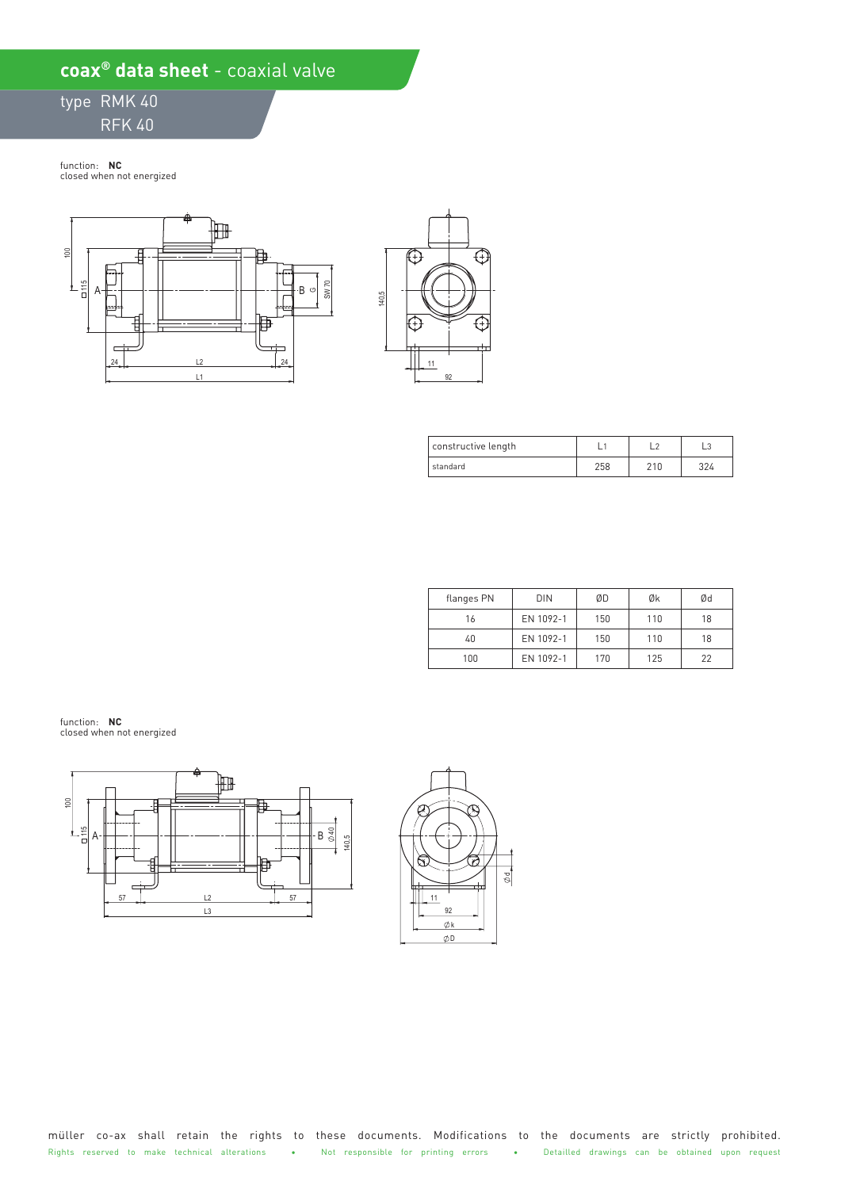# coax® data sheet - coaxial valve

## type RMK 40
## RFK 40

function: **NC**
closed when not energized

100
□ 115
A
B
G
SW 70
24
L2
24
L1
140,5
11
92

| constructive length | L1 | L2 | L3 |
|---|---|---|---|
| standard | 258 | 210 | 324 |

| flanges PN | DIN | ØD | Øk | Ød |
|---|---|---|---|---|
| 16 | EN 1092-1 | 150 | 110 | 18 |
| 40 | EN 1092-1 | 150 | 110 | 18 |
| 100 | EN 1092-1 | 170 | 125 | 22 |

function: **NC**
closed when not energized

100
□ 115
A
B
Ø 40
140,5
57
L2
57
L3
Ø d
11
92
Ø k
Ø D

müller co-ax shall retain the rights to these documents. Modifications to the documents are strictly prohibited.
Rights reserved to make technical alterations • Not responsible for printing errors • Detailled drawings can be obtained upon request